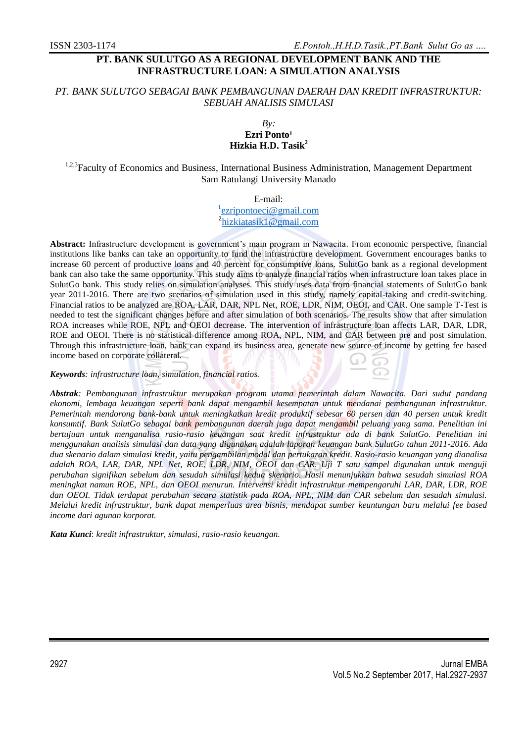# PT. BANK SULUTGO AS A REGIONAL DEVELOPMENT BANK AND THE INFRASTRUCTURE LOAN: A SIMULATION ANALYSIS

*PT. BANK SULUTGO SEBAGAI BANK PEMBANGUNAN DAERAH DAN KREDIT INFRASTRUKTUR: SEBUAH ANALISIS SIMULASI*

*By:*
**Ezri Ponto[1]**
**Hizkia H.D. Tasik[2]**

[1,2,3]Faculty of Economics and Business, International Business Administration, Management Department
Sam Ratulangi University Manado

E-mail:
[1]ezripontoeci@gmail.com
[2]hizkiatasik1@gmail.com

**Abstract:** Infrastructure development is government's main program in Nawacita. From economic perspective, financial institutions like banks can take an opportunity to fund the infrastructure development. Government encourages banks to increase 60 percent of productive loans and 40 percent for consumptive loans. SulutGo bank as a regional development bank can also take the same opportunity. This study aims to analyze financial ratios when infrastructure loan takes place in SulutGo bank. This study relies on simulation analyses. This study uses data from financial statements of SulutGo bank year 2011-2016. There are two scenarios of simulation used in this study, namely capital-taking and credit-switching. Financial ratios to be analyzed are ROA, LAR, DAR, NPL Net, ROE, LDR, NIM, OEOI, and CAR. One sample T-Test is needed to test the significant changes before and after simulation of both scenarios. The results show that after simulation ROA increases while ROE, NPL and OEOI decrease. The intervention of infrastructure loan affects LAR, DAR, LDR, ROE and OEOI. There is no statistical difference among ROA, NPL, NIM, and CAR between pre and post simulation. Through this infrastructure loan, bank can expand its business area, generate new source of income by getting fee based income based on corporate collateral.

***Keywords****: infrastructure loan, simulation, financial ratios.*

***Abstrak****: Pembangunan infrastruktur merupakan program utama pemerintah dalam Nawacita. Dari sudut pandang ekonomi, lembaga keuangan seperti bank dapat mengambil kesempatan untuk mendanai pembangunan infrastruktur. Pemerintah mendorong bank-bank untuk meningkatkan kredit produktif sebesar 60 persen dan 40 persen untuk kredit konsumtif. Bank SulutGo sebagai bank pembangunan daerah juga dapat mengambil peluang yang sama. Penelitian ini bertujuan untuk menganalisa rasio-rasio keuangan saat kredit infrastruktur ada di bank SulutGo. Penelitian ini menggunakan analisis simulasi dan data yang digunakan adalah laporan keuangan bank SulutGo tahun 2011-2016. Ada dua skenario dalam simulasi kredit, yaitu pengambilan modal dan pertukaran kredit. Rasio-rasio keuangan yang dianalisa adalah ROA, LAR, DAR, NPL Net, ROE, LDR, NIM, OEOI dan CAR. Uji T satu sampel digunakan untuk menguji perubahan signifikan sebelum dan sesudah simulasi kedua skenario. Hasil menunjukkan bahwa sesudah simulasi ROA meningkat namun ROE, NPL, dan OEOI menurun. Intervensi kredit infrastruktur mempengaruhi LAR, DAR, LDR, ROE dan OEOI. Tidak terdapat perubahan secara statistik pada ROA, NPL, NIM dan CAR sebelum dan sesudah simulasi. Melalui kredit infrastruktur, bank dapat memperluas area bisnis, mendapat sumber keuntungan baru melalui fee based income dari agunan korporat.*

***Kata Kunci***: *kredit infrastruktur, simulasi, rasio-rasio keuangan.*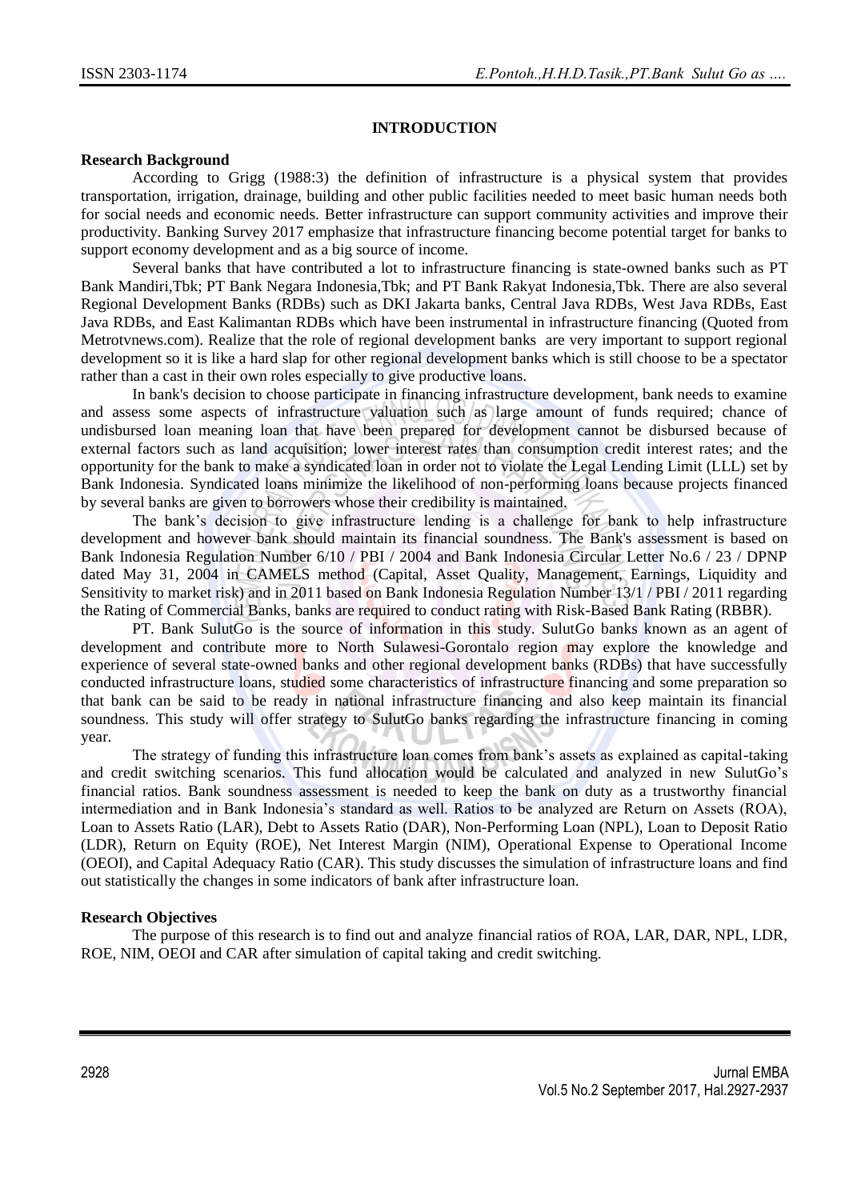## INTRODUCTION

### Research Background

According to Grigg (1988:3) the definition of infrastructure is a physical system that provides transportation, irrigation, drainage, building and other public facilities needed to meet basic human needs both for social needs and economic needs. Better infrastructure can support community activities and improve their productivity. Banking Survey 2017 emphasize that infrastructure financing become potential target for banks to support economy development and as a big source of income.

Several banks that have contributed a lot to infrastructure financing is state-owned banks such as PT Bank Mandiri,Tbk; PT Bank Negara Indonesia,Tbk; and PT Bank Rakyat Indonesia,Tbk. There are also several Regional Development Banks (RDBs) such as DKI Jakarta banks, Central Java RDBs, West Java RDBs, East Java RDBs, and East Kalimantan RDBs which have been instrumental in infrastructure financing (Quoted from Metrotvnews.com). Realize that the role of regional development banks are very important to support regional development so it is like a hard slap for other regional development banks which is still choose to be a spectator rather than a cast in their own roles especially to give productive loans.

In bank's decision to choose participate in financing infrastructure development, bank needs to examine and assess some aspects of infrastructure valuation such as large amount of funds required; chance of undisbursed loan meaning loan that have been prepared for development cannot be disbursed because of external factors such as land acquisition; lower interest rates than consumption credit interest rates; and the opportunity for the bank to make a syndicated loan in order not to violate the Legal Lending Limit (LLL) set by Bank Indonesia. Syndicated loans minimize the likelihood of non-performing loans because projects financed by several banks are given to borrowers whose their credibility is maintained.

The bank's decision to give infrastructure lending is a challenge for bank to help infrastructure development and however bank should maintain its financial soundness. The Bank's assessment is based on Bank Indonesia Regulation Number 6/10 / PBI / 2004 and Bank Indonesia Circular Letter No.6 / 23 / DPNP dated May 31, 2004 in CAMELS method (Capital, Asset Quality, Management, Earnings, Liquidity and Sensitivity to market risk) and in 2011 based on Bank Indonesia Regulation Number 13/1 / PBI / 2011 regarding the Rating of Commercial Banks, banks are required to conduct rating with Risk-Based Bank Rating (RBBR).

PT. Bank SulutGo is the source of information in this study. SulutGo banks known as an agent of development and contribute more to North Sulawesi-Gorontalo region may explore the knowledge and experience of several state-owned banks and other regional development banks (RDBs) that have successfully conducted infrastructure loans, studied some characteristics of infrastructure financing and some preparation so that bank can be said to be ready in national infrastructure financing and also keep maintain its financial soundness. This study will offer strategy to SulutGo banks regarding the infrastructure financing in coming year.

The strategy of funding this infrastructure loan comes from bank's assets as explained as capital-taking and credit switching scenarios. This fund allocation would be calculated and analyzed in new SulutGo's financial ratios. Bank soundness assessment is needed to keep the bank on duty as a trustworthy financial intermediation and in Bank Indonesia's standard as well. Ratios to be analyzed are Return on Assets (ROA), Loan to Assets Ratio (LAR), Debt to Assets Ratio (DAR), Non-Performing Loan (NPL), Loan to Deposit Ratio (LDR), Return on Equity (ROE), Net Interest Margin (NIM), Operational Expense to Operational Income (OEOI), and Capital Adequacy Ratio (CAR). This study discusses the simulation of infrastructure loans and find out statistically the changes in some indicators of bank after infrastructure loan.

### Research Objectives

The purpose of this research is to find out and analyze financial ratios of ROA, LAR, DAR, NPL, LDR, ROE, NIM, OEOI and CAR after simulation of capital taking and credit switching.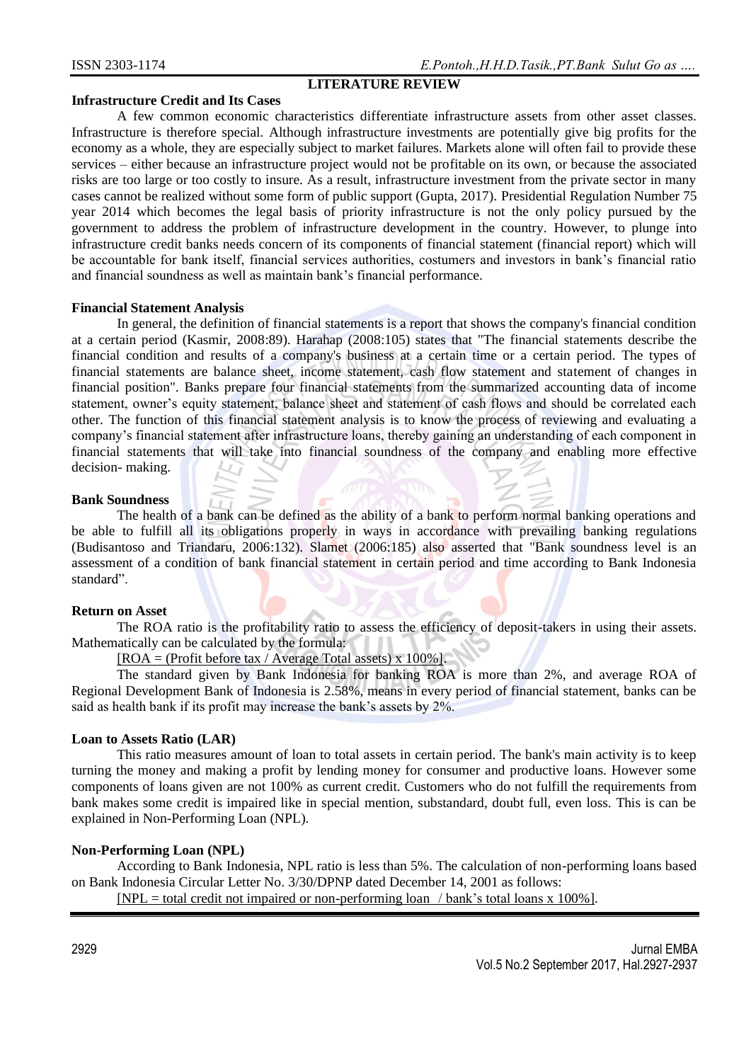## LITERATURE REVIEW

### Infrastructure Credit and Its Cases

A few common economic characteristics differentiate infrastructure assets from other asset classes. Infrastructure is therefore special. Although infrastructure investments are potentially give big profits for the economy as a whole, they are especially subject to market failures. Markets alone will often fail to provide these services – either because an infrastructure project would not be profitable on its own, or because the associated risks are too large or too costly to insure. As a result, infrastructure investment from the private sector in many cases cannot be realized without some form of public support (Gupta, 2017). Presidential Regulation Number 75 year 2014 which becomes the legal basis of priority infrastructure is not the only policy pursued by the government to address the problem of infrastructure development in the country. However, to plunge into infrastructure credit banks needs concern of its components of financial statement (financial report) which will be accountable for bank itself, financial services authorities, costumers and investors in bank's financial ratio and financial soundness as well as maintain bank's financial performance.

### Financial Statement Analysis

In general, the definition of financial statements is a report that shows the company's financial condition at a certain period (Kasmir, 2008:89). Harahap (2008:105) states that "The financial statements describe the financial condition and results of a company's business at a certain time or a certain period. The types of financial statements are balance sheet, income statement, cash flow statement and statement of changes in financial position". Banks prepare four financial statements from the summarized accounting data of income statement, owner's equity statement, balance sheet and statement of cash flows and should be correlated each other. The function of this financial statement analysis is to know the process of reviewing and evaluating a company's financial statement after infrastructure loans, thereby gaining an understanding of each component in financial statements that will take into financial soundness of the company and enabling more effective decision- making.

### Bank Soundness

The health of a bank can be defined as the ability of a bank to perform normal banking operations and be able to fulfill all its obligations properly in ways in accordance with prevailing banking regulations (Budisantoso and Triandaru, 2006:132). Slamet (2006:185) also asserted that "Bank soundness level is an assessment of a condition of bank financial statement in certain period and time according to Bank Indonesia standard".

### Return on Asset

The ROA ratio is the profitability ratio to assess the efficiency of deposit-takers in using their assets. Mathematically can be calculated by the formula:

[ROA = (Profit before tax / Average Total assets) x 100%].

The standard given by Bank Indonesia for banking ROA is more than 2%, and average ROA of Regional Development Bank of Indonesia is 2.58%, means in every period of financial statement, banks can be said as health bank if its profit may increase the bank's assets by 2%.

### Loan to Assets Ratio (LAR)

This ratio measures amount of loan to total assets in certain period. The bank's main activity is to keep turning the money and making a profit by lending money for consumer and productive loans. However some components of loans given are not 100% as current credit. Customers who do not fulfill the requirements from bank makes some credit is impaired like in special mention, substandard, doubt full, even loss. This is can be explained in Non-Performing Loan (NPL).

### Non-Performing Loan (NPL)

According to Bank Indonesia, NPL ratio is less than 5%. The calculation of non-performing loans based on Bank Indonesia Circular Letter No. 3/30/DPNP dated December 14, 2001 as follows:

[NPL = total credit not impaired or non-performing loan / bank's total loans x 100%].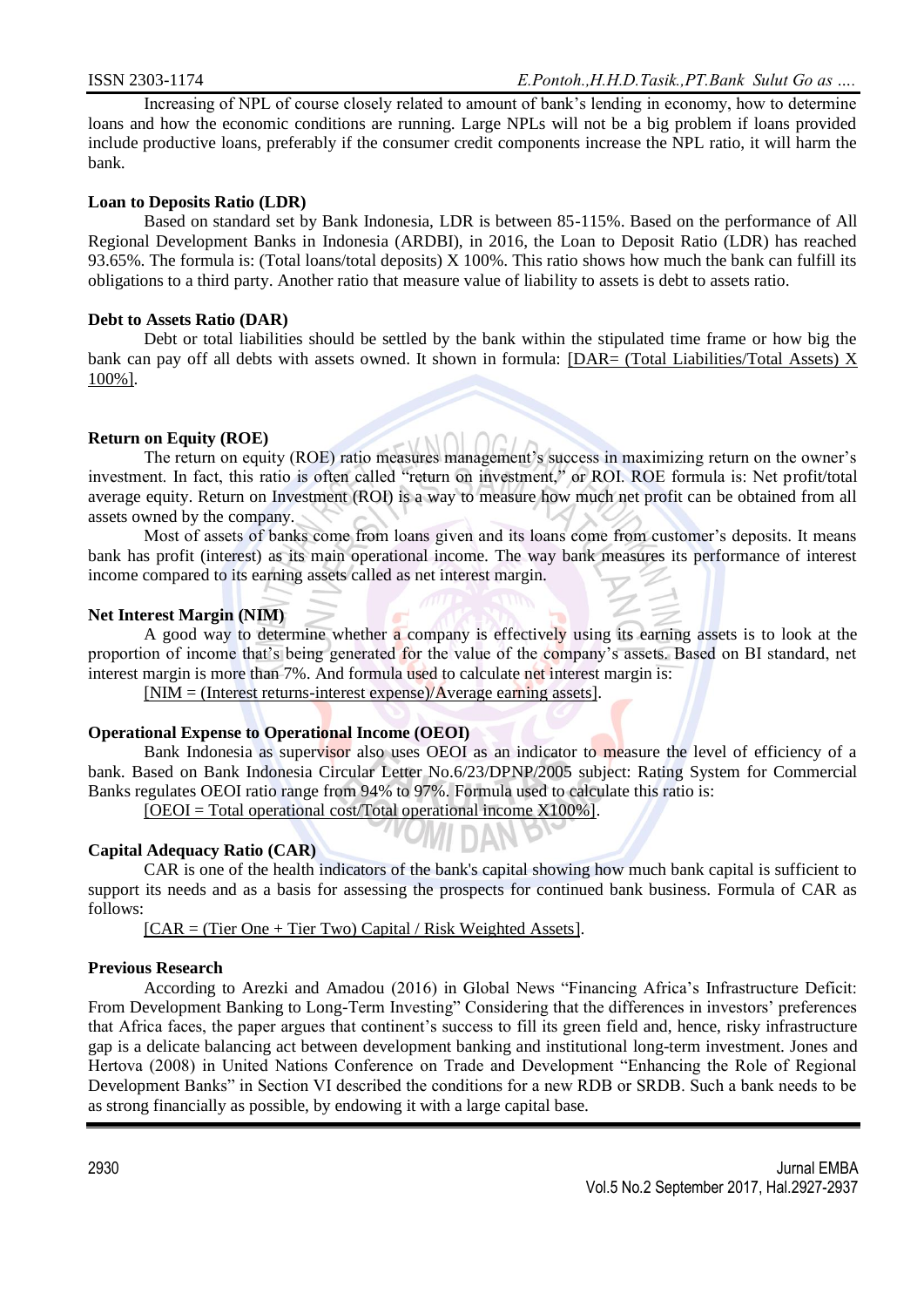Increasing of NPL of course closely related to amount of bank's lending in economy, how to determine loans and how the economic conditions are running. Large NPLs will not be a big problem if loans provided include productive loans, preferably if the consumer credit components increase the NPL ratio, it will harm the bank.

**Loan to Deposits Ratio (LDR)**

Based on standard set by Bank Indonesia, LDR is between 85-115%. Based on the performance of All Regional Development Banks in Indonesia (ARDBI), in 2016, the Loan to Deposit Ratio (LDR) has reached 93.65%. The formula is: (Total loans/total deposits) X 100%. This ratio shows how much the bank can fulfill its obligations to a third party. Another ratio that measure value of liability to assets is debt to assets ratio.

**Debt to Assets Ratio (DAR)**

Debt or total liabilities should be settled by the bank within the stipulated time frame or how big the bank can pay off all debts with assets owned. It shown in formula: [DAR= (Total Liabilities/Total Assets) X 100%].

**Return on Equity (ROE)**

The return on equity (ROE) ratio measures management's success in maximizing return on the owner's investment. In fact, this ratio is often called "return on investment," or ROI. ROE formula is: Net profit/total average equity. Return on Investment (ROI) is a way to measure how much net profit can be obtained from all assets owned by the company.

Most of assets of banks come from loans given and its loans come from customer's deposits. It means bank has profit (interest) as its main operational income. The way bank measures its performance of interest income compared to its earning assets called as net interest margin.

**Net Interest Margin (NIM)**

A good way to determine whether a company is effectively using its earning assets is to look at the proportion of income that's being generated for the value of the company's assets. Based on BI standard, net interest margin is more than 7%. And formula used to calculate net interest margin is:

[NIM = (Interest returns-interest expense)/Average earning assets].

**Operational Expense to Operational Income (OEOI)**

Bank Indonesia as supervisor also uses OEOI as an indicator to measure the level of efficiency of a bank. Based on Bank Indonesia Circular Letter No.6/23/DPNP/2005 subject: Rating System for Commercial Banks regulates OEOI ratio range from 94% to 97%. Formula used to calculate this ratio is:

[OEOI = Total operational cost/Total operational income X100%].

**Capital Adequacy Ratio (CAR)**

CAR is one of the health indicators of the bank's capital showing how much bank capital is sufficient to support its needs and as a basis for assessing the prospects for continued bank business. Formula of CAR as follows:

[CAR = (Tier One + Tier Two) Capital / Risk Weighted Assets].

**Previous Research**

According to Arezki and Amadou (2016) in Global News "Financing Africa's Infrastructure Deficit: From Development Banking to Long-Term Investing" Considering that the differences in investors' preferences that Africa faces, the paper argues that continent's success to fill its green field and, hence, risky infrastructure gap is a delicate balancing act between development banking and institutional long-term investment. Jones and Hertova (2008) in United Nations Conference on Trade and Development "Enhancing the Role of Regional Development Banks" in Section VI described the conditions for a new RDB or SRDB. Such a bank needs to be as strong financially as possible, by endowing it with a large capital base.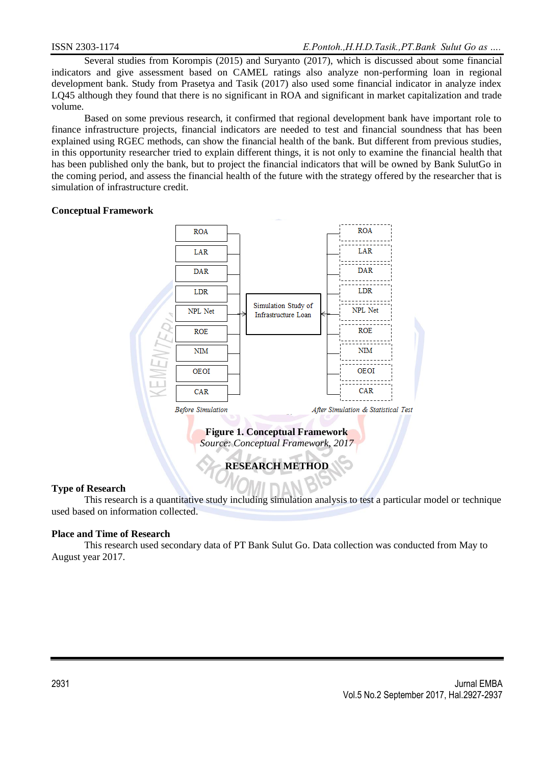Several studies from Korompis (2015) and Suryanto (2017), which is discussed about some financial indicators and give assessment based on CAMEL ratings also analyze non-performing loan in regional development bank. Study from Prasetya and Tasik (2017) also used some financial indicator in analyze index LQ45 although they found that there is no significant in ROA and significant in market capitalization and trade volume.

Based on some previous research, it confirmed that regional development bank have important role to finance infrastructure projects, financial indicators are needed to test and financial soundness that has been explained using RGEC methods, can show the financial health of the bank. But different from previous studies, in this opportunity researcher tried to explain different things, it is not only to examine the financial health that has been published only the bank, but to project the financial indicators that will be owned by Bank SulutGo in the coming period, and assess the financial health of the future with the strategy offered by the researcher that is simulation of infrastructure credit.

**Conceptual Framework**

ROA, LAR, DAR, LDR, NPL Net, ROE, NIM, OEOI, CAR → Simulation Study of Infrastructure Loan ← ROA, LAR, DAR, LDR, NPL Net, ROE, NIM, OEOI, CAR

*Before Simulation* — *After Simulation & Statistical Test*

**Figure 1. Conceptual Framework**
*Source: Conceptual Framework, 2017*

## RESEARCH METHOD

**Type of Research**

This research is a quantitative study including simulation analysis to test a particular model or technique used based on information collected.

**Place and Time of Research**

This research used secondary data of PT Bank Sulut Go. Data collection was conducted from May to August year 2017.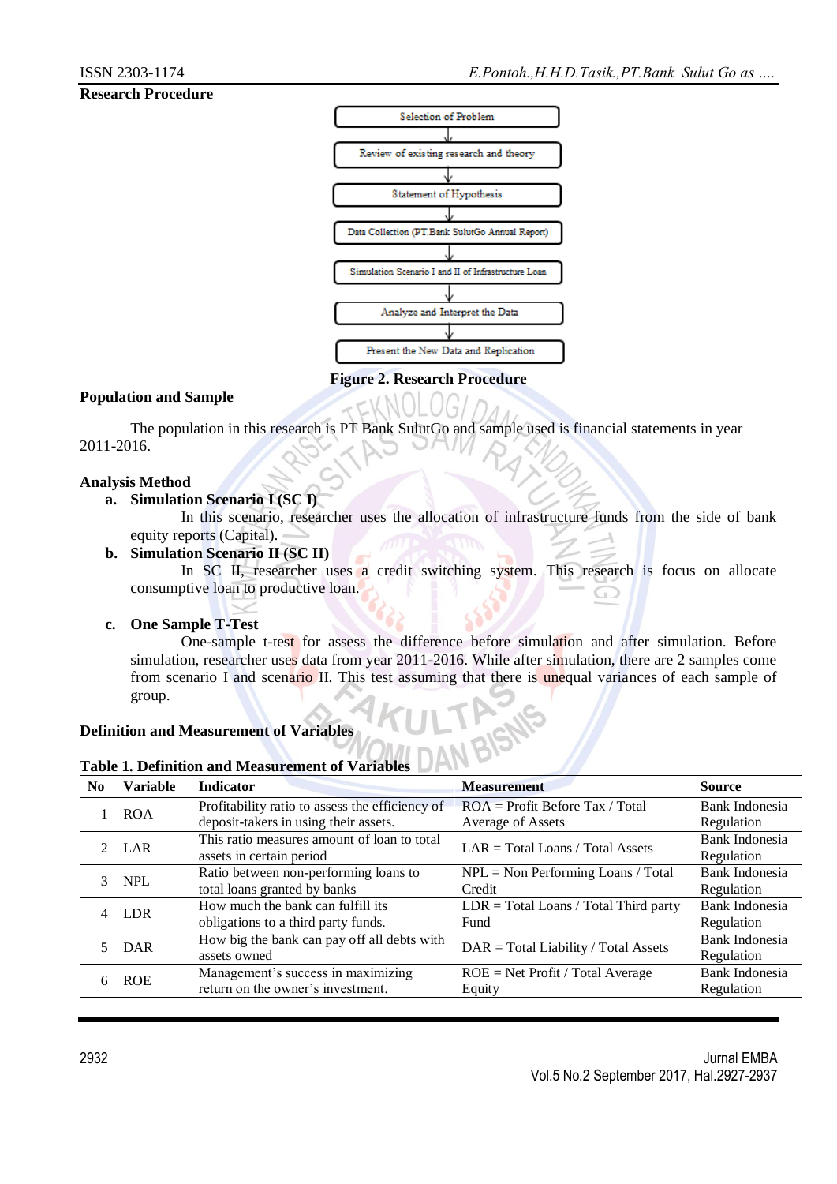**Research Procedure**

Selection of Problem
↓
Review of existing research and theory
↓
Statement of Hypothesis
↓
Data Collection (PT.Bank SulutGo Annual Report)
↓
Simulation Scenario I and II of Infrastructure Loan
↓
Analyze and Interpret the Data
↓
Present the New Data and Replication

**Figure 2. Research Procedure**

**Population and Sample**

The population in this research is PT Bank SulutGo and sample used is financial statements in year 2011-2016.

**Analysis Method**

a. **Simulation Scenario I (SC I)**

In this scenario, researcher uses the allocation of infrastructure funds from the side of bank equity reports (Capital).

b. **Simulation Scenario II (SC II)**

In SC II, researcher uses a credit switching system. This research is focus on allocate consumptive loan to productive loan.

c. **One Sample T-Test**

One-sample t-test for assess the difference before simulation and after simulation. Before simulation, researcher uses data from year 2011-2016. While after simulation, there are 2 samples come from scenario I and scenario II. This test assuming that there is unequal variances of each sample of group.

**Definition and Measurement of Variables**

**Table 1. Definition and Measurement of Variables**

| No | Variable | Indicator | Measurement | Source |
|---|---|---|---|---|
| 1 | ROA | Profitability ratio to assess the efficiency of deposit-takers in using their assets. | ROA = Profit Before Tax / Total Average of Assets | Bank Indonesia Regulation |
| 2 | LAR | This ratio measures amount of loan to total assets in certain period | LAR = Total Loans / Total Assets | Bank Indonesia Regulation |
| 3 | NPL | Ratio between non-performing loans to total loans granted by banks | NPL = Non Performing Loans / Total Credit | Bank Indonesia Regulation |
| 4 | LDR | How much the bank can fulfill its obligations to a third party funds. | LDR = Total Loans / Total Third party Fund | Bank Indonesia Regulation |
| 5 | DAR | How big the bank can pay off all debts with assets owned | DAR = Total Liability / Total Assets | Bank Indonesia Regulation |
| 6 | ROE | Management's success in maximizing return on the owner's investment. | ROE = Net Profit / Total Average Equity | Bank Indonesia Regulation |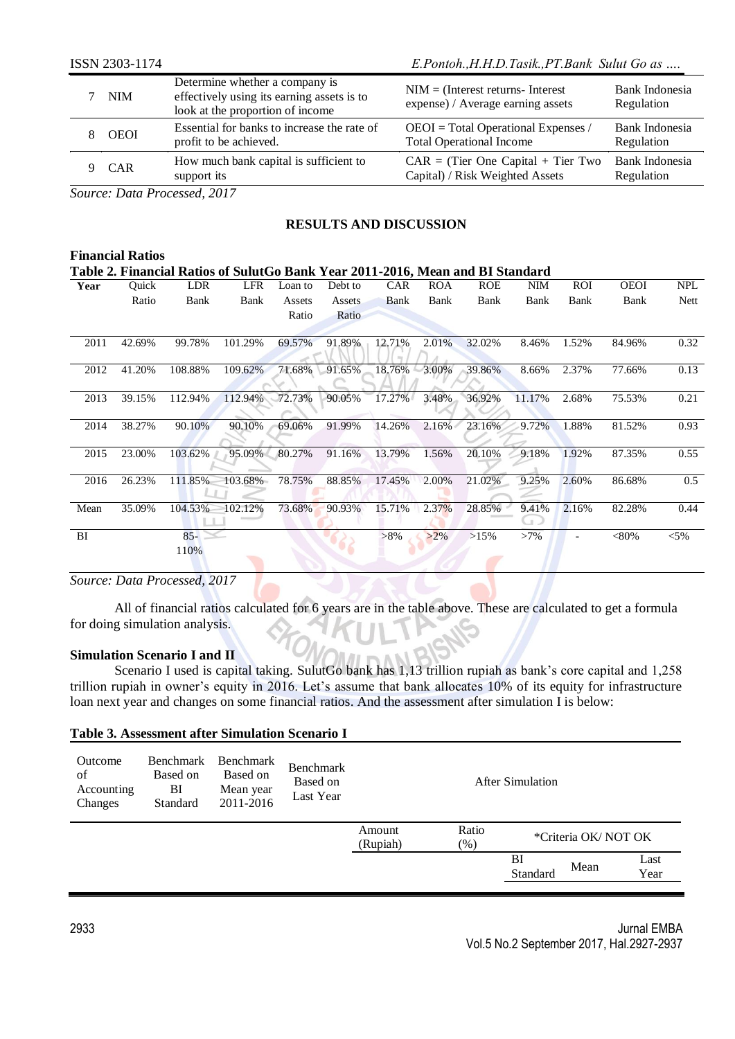| 7 | NIM | Determine whether a company is effectively using its earning assets is to look at the proportion of income | NIM = (Interest returns- Interest expense) / Average earning assets | Bank Indonesia Regulation |
|---|---|---|---|---|
| 8 | OEOI | Essential for banks to increase the rate of profit to be achieved. | OEOI = Total Operational Expenses / Total Operational Income | Bank Indonesia Regulation |
| 9 | CAR | How much bank capital is sufficient to support its | CAR = (Tier One Capital + Tier Two Capital) / Risk Weighted Assets | Bank Indonesia Regulation |

*Source: Data Processed, 2017*

## RESULTS AND DISCUSSION

**Financial Ratios**

**Table 2. Financial Ratios of SulutGo Bank Year 2011-2016, Mean and BI Standard**

| Year | Quick Ratio | LDR Bank | LFR Bank | Loan to Assets Ratio | Debt to Assets Ratio | CAR Bank | ROA Bank | ROE Bank | NIM Bank | ROI Bank | OEOI Bank | NPL Nett |
|---|---|---|---|---|---|---|---|---|---|---|---|---|
| 2011 | 42.69% | 99.78% | 101.29% | 69.57% | 91.89% | 12.71% | 2.01% | 32.02% | 8.46% | 1.52% | 84.96% | 0.32 |
| 2012 | 41.20% | 108.88% | 109.62% | 71.68% | 91.65% | 18.76% | 3.00% | 39.86% | 8.66% | 2.37% | 77.66% | 0.13 |
| 2013 | 39.15% | 112.94% | 112.94% | 72.73% | 90.05% | 17.27% | 3.48% | 36.92% | 11.17% | 2.68% | 75.53% | 0.21 |
| 2014 | 38.27% | 90.10% | 90.10% | 69.06% | 91.99% | 14.26% | 2.16% | 23.16% | 9.72% | 1.88% | 81.52% | 0.93 |
| 2015 | 23.00% | 103.62% | 95.09% | 80.27% | 91.16% | 13.79% | 1.56% | 20.10% | 9.18% | 1.92% | 87.35% | 0.55 |
| 2016 | 26.23% | 111.85% | 103.68% | 78.75% | 88.85% | 17.45% | 2.00% | 21.02% | 9.25% | 2.60% | 86.68% | 0.5 |
| Mean | 35.09% | 104.53% | 102.12% | 73.68% | 90.93% | 15.71% | 2.37% | 28.85% | 9.41% | 2.16% | 82.28% | 0.44 |
| BI | | 85-110% | | | | >8% | >2% | >15% | >7% | - | <80% | <5% |

*Source: Data Processed, 2017*

All of financial ratios calculated for 6 years are in the table above. These are calculated to get a formula for doing simulation analysis.

**Simulation Scenario I and II**

Scenario I used is capital taking. SulutGo bank has 1,13 trillion rupiah as bank's core capital and 1,258 trillion rupiah in owner's equity in 2016. Let's assume that bank allocates 10% of its equity for infrastructure loan next year and changes on some financial ratios. And the assessment after simulation I is below:

**Table 3. Assessment after Simulation Scenario I**

| Outcome of Accounting Changes | Benchmark Based on BI Standard | Benchmark Based on Mean year 2011-2016 | Benchmark Based on Last Year | After Simulation | | | | |
|---|---|---|---|---|---|---|---|---|
| | | | | Amount (Rupiah) | Ratio (%) | *Criteria OK/ NOT OK | | |
| | | | | | | BI Standard | Mean | Last Year |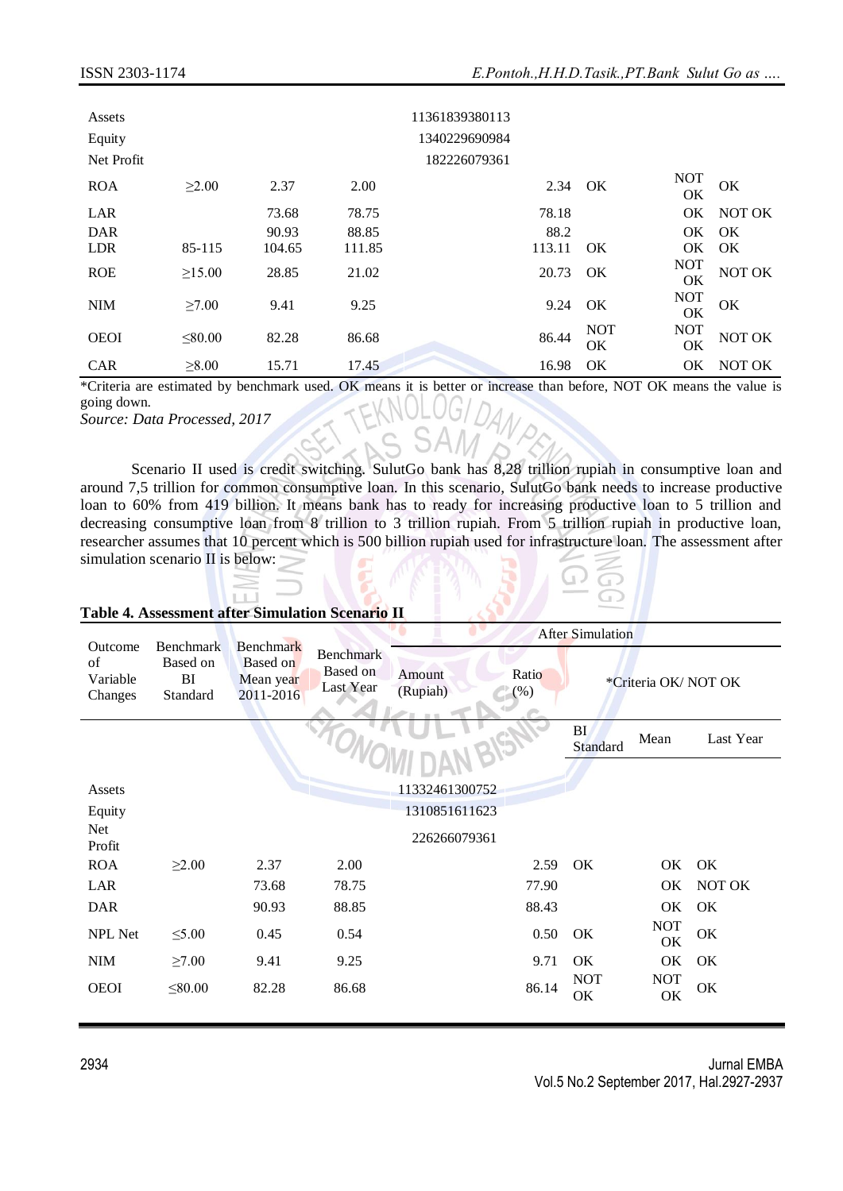| | | | | | | | | |
|---|---|---|---|---|---|---|---|---|
| Assets | | | | 11361839380113 | | | | |
| Equity | | | | 1340229690984 | | | | |
| Net Profit | | | | 182226079361 | | | | |
| ROA | ≥2.00 | 2.37 | 2.00 | | 2.34 | OK | NOT OK | OK |
| LAR | | 73.68 | 78.75 | | 78.18 | | OK | NOT OK |
| DAR | | 90.93 | 88.85 | | 88.2 | | OK | OK |
| LDR | 85-115 | 104.65 | 111.85 | | 113.11 | OK | OK | OK |
| ROE | ≥15.00 | 28.85 | 21.02 | | 20.73 | OK | NOT OK | NOT OK |
| NIM | ≥7.00 | 9.41 | 9.25 | | 9.24 | OK | NOT OK | OK |
| OEOI | ≤80.00 | 82.28 | 86.68 | | 86.44 | NOT OK | NOT OK | NOT OK |
| CAR | ≥8.00 | 15.71 | 17.45 | | 16.98 | OK | OK | NOT OK |

*Criteria are estimated by benchmark used. OK means it is better or increase than before, NOT OK means the value is going down.

*Source: Data Processed, 2017*

Scenario II used is credit switching. SulutGo bank has 8,28 trillion rupiah in consumptive loan and around 7,5 trillion for common consumptive loan. In this scenario, SulutGo bank needs to increase productive loan to 60% from 419 billion. It means bank has to ready for increasing productive loan to 5 trillion and decreasing consumptive loan from 8 trillion to 3 trillion rupiah. From 5 trillion rupiah in productive loan, researcher assumes that 10 percent which is 500 billion rupiah used for infrastructure loan. The assessment after simulation scenario II is below:

**Table 4. Assessment after Simulation Scenario II**

| Outcome of Variable Changes | Benchmark Based on BI Standard | Benchmark Based on Mean year 2011-2016 | Benchmark Based on Last Year | After Simulation | | | | |
|---|---|---|---|---|---|---|---|---|
| | | | | Amount (Rupiah) | Ratio (%) | *Criteria OK/ NOT OK | | |
| | | | | | | BI Standard | Mean | Last Year |
| Assets | | | | 11332461300752 | | | | |
| Equity | | | | 1310851611623 | | | | |
| Net Profit | | | | 226266079361 | | | | |
| ROA | ≥2.00 | 2.37 | 2.00 | | 2.59 | OK | OK | OK |
| LAR | | 73.68 | 78.75 | | 77.90 | | OK | NOT OK |
| DAR | | 90.93 | 88.85 | | 88.43 | | OK | OK |
| NPL Net | ≤5.00 | 0.45 | 0.54 | | 0.50 | OK | NOT OK | OK |
| NIM | ≥7.00 | 9.41 | 9.25 | | 9.71 | OK | OK | OK |
| OEOI | ≤80.00 | 82.28 | 86.68 | | 86.14 | NOT OK | NOT OK | OK |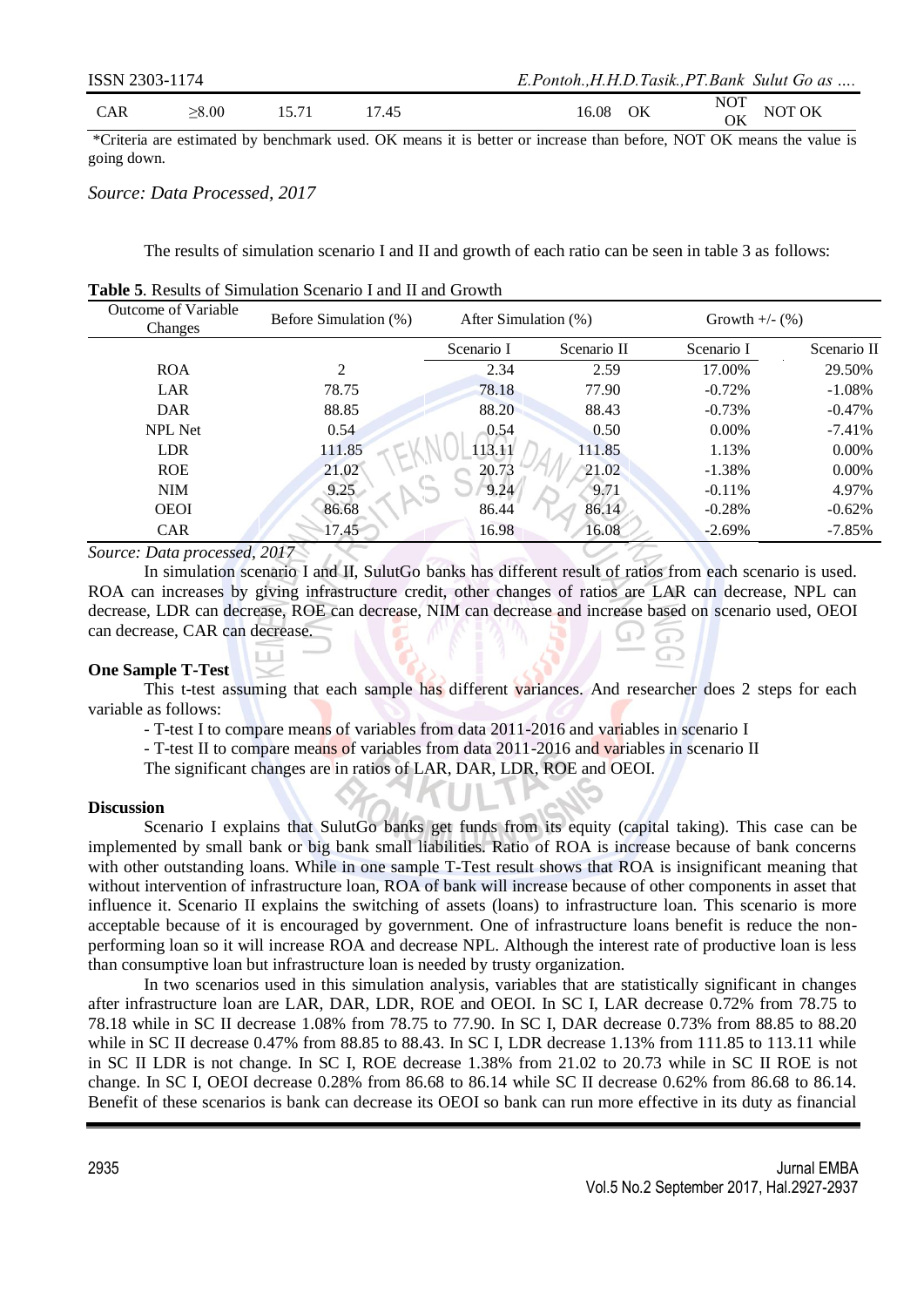| CAR | ≥8.00 | 15.71 | 17.45 | 16.08 | OK | NOT OK | NOT OK |
|---|---|---|---|---|---|---|---|

*Criteria are estimated by benchmark used. OK means it is better or increase than before, NOT OK means the value is going down.

*Source: Data Processed, 2017*

The results of simulation scenario I and II and growth of each ratio can be seen in table 3 as follows:

**Table 5**. Results of Simulation Scenario I and II and Growth

| Outcome of Variable Changes | Before Simulation (%) | After Simulation (%) | | Growth +/- (%) | |
|---|---|---|---|---|---|
| | | Scenario I | Scenario II | Scenario I | Scenario II |
| ROA | 2 | 2.34 | 2.59 | 17.00% | 29.50% |
| LAR | 78.75 | 78.18 | 77.90 | -0.72% | -1.08% |
| DAR | 88.85 | 88.20 | 88.43 | -0.73% | -0.47% |
| NPL Net | 0.54 | 0.54 | 0.50 | 0.00% | -7.41% |
| LDR | 111.85 | 113.11 | 111.85 | 1.13% | 0.00% |
| ROE | 21.02 | 20.73 | 21.02 | -1.38% | 0.00% |
| NIM | 9.25 | 9.24 | 9.71 | -0.11% | 4.97% |
| OEOI | 86.68 | 86.44 | 86.14 | -0.28% | -0.62% |
| CAR | 17.45 | 16.98 | 16.08 | -2.69% | -7.85% |

*Source: Data processed, 2017*

In simulation scenario I and II, SulutGo banks has different result of ratios from each scenario is used. ROA can increases by giving infrastructure credit, other changes of ratios are LAR can decrease, NPL can decrease, LDR can decrease, ROE can decrease, NIM can decrease and increase based on scenario used, OEOI can decrease, CAR can decrease.

**One Sample T-Test**

This t-test assuming that each sample has different variances. And researcher does 2 steps for each variable as follows:

- T-test I to compare means of variables from data 2011-2016 and variables in scenario I
- T-test II to compare means of variables from data 2011-2016 and variables in scenario II

The significant changes are in ratios of LAR, DAR, LDR, ROE and OEOI.

**Discussion**

Scenario I explains that SulutGo banks get funds from its equity (capital taking). This case can be implemented by small bank or big bank small liabilities. Ratio of ROA is increase because of bank concerns with other outstanding loans. While in one sample T-Test result shows that ROA is insignificant meaning that without intervention of infrastructure loan, ROA of bank will increase because of other components in asset that influence it. Scenario II explains the switching of assets (loans) to infrastructure loan. This scenario is more acceptable because of it is encouraged by government. One of infrastructure loans benefit is reduce the non-performing loan so it will increase ROA and decrease NPL. Although the interest rate of productive loan is less than consumptive loan but infrastructure loan is needed by trusty organization.

In two scenarios used in this simulation analysis, variables that are statistically significant in changes after infrastructure loan are LAR, DAR, LDR, ROE and OEOI. In SC I, LAR decrease 0.72% from 78.75 to 78.18 while in SC II decrease 1.08% from 78.75 to 77.90. In SC I, DAR decrease 0.73% from 88.85 to 88.20 while in SC II decrease 0.47% from 88.85 to 88.43. In SC I, LDR decrease 1.13% from 111.85 to 113.11 while in SC II LDR is not change. In SC I, ROE decrease 1.38% from 21.02 to 20.73 while in SC II ROE is not change. In SC I, OEOI decrease 0.28% from 86.68 to 86.14 while SC II decrease 0.62% from 86.68 to 86.14. Benefit of these scenarios is bank can decrease its OEOI so bank can run more effective in its duty as financial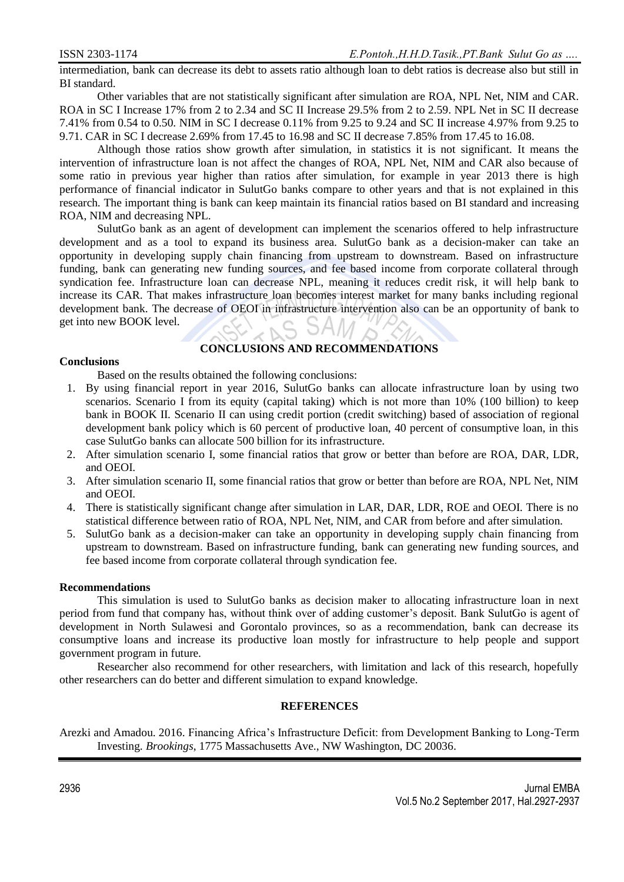intermediation, bank can decrease its debt to assets ratio although loan to debt ratios is decrease also but still in BI standard.

Other variables that are not statistically significant after simulation are ROA, NPL Net, NIM and CAR. ROA in SC I Increase 17% from 2 to 2.34 and SC II Increase 29.5% from 2 to 2.59. NPL Net in SC II decrease 7.41% from 0.54 to 0.50. NIM in SC I decrease 0.11% from 9.25 to 9.24 and SC II increase 4.97% from 9.25 to 9.71. CAR in SC I decrease 2.69% from 17.45 to 16.98 and SC II decrease 7.85% from 17.45 to 16.08.

Although those ratios show growth after simulation, in statistics it is not significant. It means the intervention of infrastructure loan is not affect the changes of ROA, NPL Net, NIM and CAR also because of some ratio in previous year higher than ratios after simulation, for example in year 2013 there is high performance of financial indicator in SulutGo banks compare to other years and that is not explained in this research. The important thing is bank can keep maintain its financial ratios based on BI standard and increasing ROA, NIM and decreasing NPL.

SulutGo bank as an agent of development can implement the scenarios offered to help infrastructure development and as a tool to expand its business area. SulutGo bank as a decision-maker can take an opportunity in developing supply chain financing from upstream to downstream. Based on infrastructure funding, bank can generating new funding sources, and fee based income from corporate collateral through syndication fee. Infrastructure loan can decrease NPL, meaning it reduces credit risk, it will help bank to increase its CAR. That makes infrastructure loan becomes interest market for many banks including regional development bank. The decrease of OEOI in infrastructure intervention also can be an opportunity of bank to get into new BOOK level.

## CONCLUSIONS AND RECOMMENDATIONS

### Conclusions

Based on the results obtained the following conclusions:

1. By using financial report in year 2016, SulutGo banks can allocate infrastructure loan by using two scenarios. Scenario I from its equity (capital taking) which is not more than 10% (100 billion) to keep bank in BOOK II. Scenario II can using credit portion (credit switching) based of association of regional development bank policy which is 60 percent of productive loan, 40 percent of consumptive loan, in this case SulutGo banks can allocate 500 billion for its infrastructure.
2. After simulation scenario I, some financial ratios that grow or better than before are ROA, DAR, LDR, and OEOI.
3. After simulation scenario II, some financial ratios that grow or better than before are ROA, NPL Net, NIM and OEOI.
4. There is statistically significant change after simulation in LAR, DAR, LDR, ROE and OEOI. There is no statistical difference between ratio of ROA, NPL Net, NIM, and CAR from before and after simulation.
5. SulutGo bank as a decision-maker can take an opportunity in developing supply chain financing from upstream to downstream. Based on infrastructure funding, bank can generating new funding sources, and fee based income from corporate collateral through syndication fee.

### Recommendations

This simulation is used to SulutGo banks as decision maker to allocating infrastructure loan in next period from fund that company has, without think over of adding customer's deposit. Bank SulutGo is agent of development in North Sulawesi and Gorontalo provinces, so as a recommendation, bank can decrease its consumptive loans and increase its productive loan mostly for infrastructure to help people and support government program in future.

Researcher also recommend for other researchers, with limitation and lack of this research, hopefully other researchers can do better and different simulation to expand knowledge.

## REFERENCES

Arezki and Amadou. 2016. Financing Africa's Infrastructure Deficit: from Development Banking to Long-Term Investing. *Brookings*, 1775 Massachusetts Ave., NW Washington, DC 20036.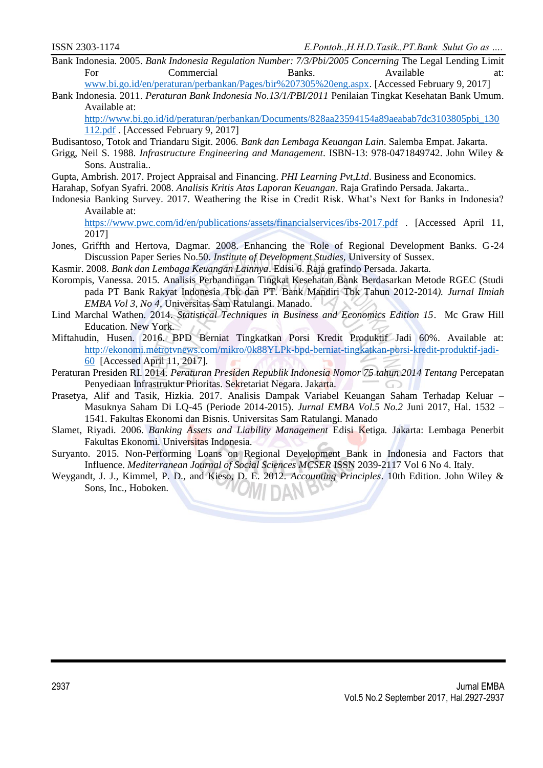Bank Indonesia. 2005. *Bank Indonesia Regulation Number: 7/3/Pbi/2005 Concerning* The Legal Lending Limit For Commercial Banks. Available at: www.bi.go.id/en/peraturan/perbankan/Pages/bir%207305%20eng.aspx. [Accessed February 9, 2017]

Bank Indonesia. 2011. *Peraturan Bank Indonesia No.13/1/PBI/2011* Penilaian Tingkat Kesehatan Bank Umum. Available at: http://www.bi.go.id/id/peraturan/perbankan/Documents/828aa23594154a89aeabab7dc3103805pbi_130112.pdf . [Accessed February 9, 2017]

Budisantoso, Totok and Triandaru Sigit. 2006. *Bank dan Lembaga Keuangan Lain*. Salemba Empat. Jakarta.

Grigg, Neil S. 1988. *Infrastructure Engineering and Management*. ISBN-13: 978-0471849742. John Wiley & Sons. Australia..

Gupta, Ambrish. 2017. Project Appraisal and Financing. *PHI Learning Pvt,Ltd*. Business and Economics.

Harahap, Sofyan Syafri. 2008. *Analisis Kritis Atas Laporan Keuangan*. Raja Grafindo Persada. Jakarta..

Indonesia Banking Survey. 2017. Weathering the Rise in Credit Risk. What's Next for Banks in Indonesia? Available at: https://www.pwc.com/id/en/publications/assets/financialservices/ibs-2017.pdf . [Accessed April 11, 2017]

Jones, Griffth and Hertova, Dagmar. 2008. Enhancing the Role of Regional Development Banks. G-24 Discussion Paper Series No.50. *Institute of Development Studies*, University of Sussex.

Kasmir. 2008. *Bank dan Lembaga Keuangan Lainnya*. Edisi 6. Raja grafindo Persada. Jakarta.

Korompis, Vanessa. 2015. Analisis Perbandingan Tingkat Kesehatan Bank Berdasarkan Metode RGEC (Studi pada PT Bank Rakyat Indonesia Tbk dan PT. Bank Mandiri Tbk Tahun 2012-2014*). Jurnal Ilmiah EMBA Vol 3, No 4*, Universitas Sam Ratulangi. Manado.

Lind Marchal Wathen. 2014. *Statistical Techniques in Business and Economics Edition 15*. Mc Graw Hill Education. New York.

Miftahudin, Husen. 2016. BPD Berniat Tingkatkan Porsi Kredit Produktif Jadi 60%. Available at: http://ekonomi.metrotvnews.com/mikro/0k88YLPk-bpd-berniat-tingkatkan-porsi-kredit-produktif-jadi-60 [Accessed April 11, 2017].

Peraturan Presiden RI. 2014. *Peraturan Presiden Republik Indonesia Nomor 75 tahun 2014 Tentang* Percepatan Penyediaan Infrastruktur Prioritas. Sekretariat Negara. Jakarta.

Prasetya, Alif and Tasik, Hizkia. 2017. Analisis Dampak Variabel Keuangan Saham Terhadap Keluar – Masuknya Saham Di LQ-45 (Periode 2014-2015). *Jurnal EMBA Vol.5 No.2* Juni 2017, Hal. 1532 – 1541. Fakultas Ekonomi dan Bisnis. Universitas Sam Ratulangi. Manado

Slamet, Riyadi. 2006. *Banking Assets and Liability Management* Edisi Ketiga. Jakarta: Lembaga Penerbit Fakultas Ekonomi. Universitas Indonesia.

Suryanto. 2015. Non-Performing Loans on Regional Development Bank in Indonesia and Factors that Influence. *Mediterranean Journal of Social Sciences MCSER* ISSN 2039-2117 Vol 6 No 4. Italy.

Weygandt, J. J., Kimmel, P. D., and Kieso, D. E. 2012. *Accounting Principles*. 10th Edition. John Wiley & Sons, Inc., Hoboken.